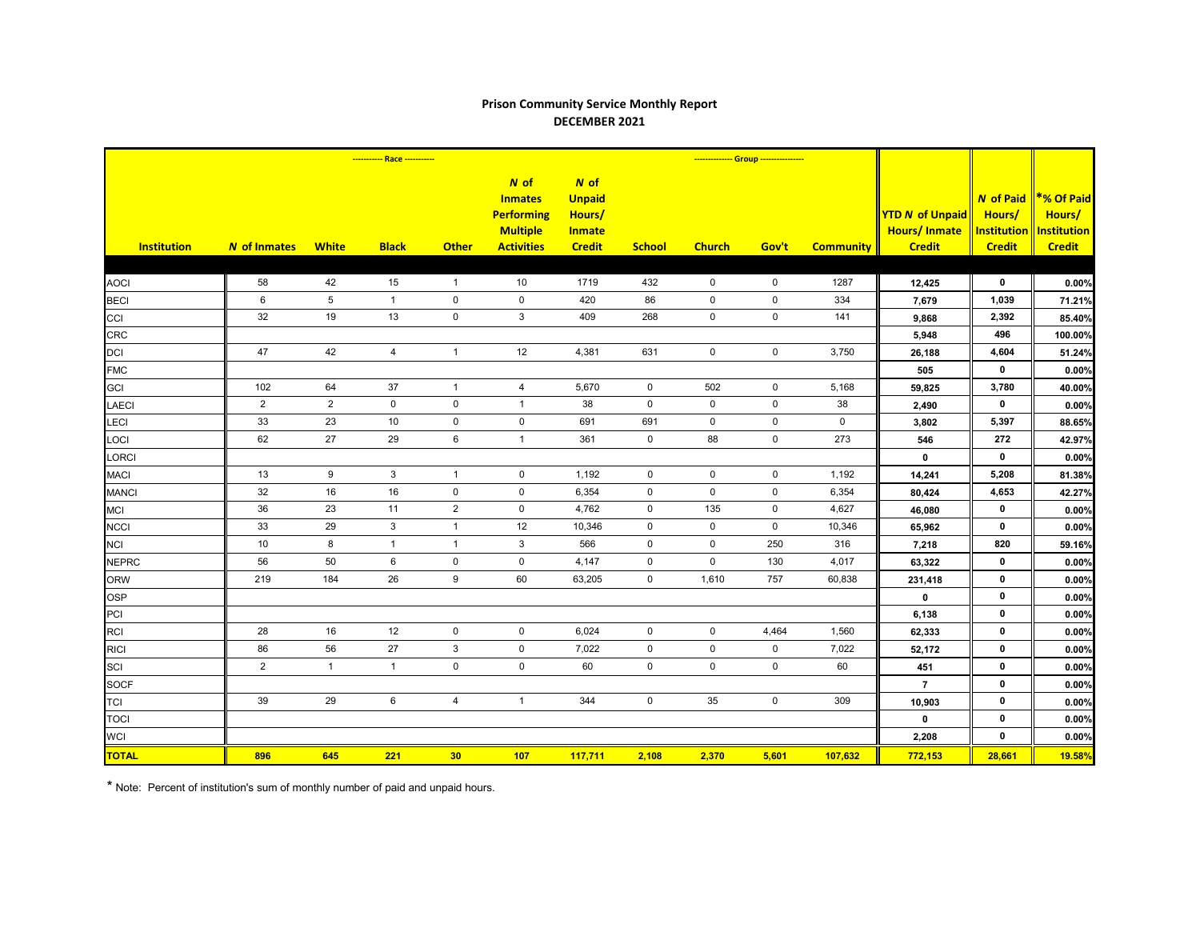## Prison Community Service Monthly Report
## DECEMBER 2021

| Institution | *N* of Inmates | ---------- Race ---------- White | Black | Other | *N* of Inmates Performing Multiple Activities | *N* of Unpaid Hours/ Inmate Credit | ------------- Group ------------- School | Church | Gov't | Community | YTD *N* of Unpaid Hours/ Inmate Credit | *N* of Paid Hours/ Institution Credit | *% Of Paid Hours/ Institution Credit |
|---|---|---|---|---|---|---|---|---|---|---|---|---|---|
| AOCI | 58 | 42 | 15 | 1 | 10 | 1719 | 432 | 0 | 0 | 1287 | 12,425 | 0 | 0.00% |
| BECI | 6 | 5 | 1 | 0 | 0 | 420 | 86 | 0 | 0 | 334 | 7,679 | 1,039 | 71.21% |
| CCI | 32 | 19 | 13 | 0 | 3 | 409 | 268 | 0 | 0 | 141 | 9,868 | 2,392 | 85.40% |
| CRC | | | | | | | | | | | 5,948 | 496 | 100.00% |
| DCI | 47 | 42 | 4 | 1 | 12 | 4,381 | 631 | 0 | 0 | 3,750 | 26,188 | 4,604 | 51.24% |
| FMC | | | | | | | | | | | 505 | 0 | 0.00% |
| GCI | 102 | 64 | 37 | 1 | 4 | 5,670 | 0 | 502 | 0 | 5,168 | 59,825 | 3,780 | 40.00% |
| LAECI | 2 | 2 | 0 | 0 | 1 | 38 | 0 | 0 | 0 | 38 | 2,490 | 0 | 0.00% |
| LECI | 33 | 23 | 10 | 0 | 0 | 691 | 691 | 0 | 0 | 0 | 3,802 | 5,397 | 88.65% |
| LOCI | 62 | 27 | 29 | 6 | 1 | 361 | 0 | 88 | 0 | 273 | 546 | 272 | 42.97% |
| LORCI | | | | | | | | | | | 0 | 0 | 0.00% |
| MACI | 13 | 9 | 3 | 1 | 0 | 1,192 | 0 | 0 | 0 | 1,192 | 14,241 | 5,208 | 81.38% |
| MANCI | 32 | 16 | 16 | 0 | 0 | 6,354 | 0 | 0 | 0 | 6,354 | 80,424 | 4,653 | 42.27% |
| MCI | 36 | 23 | 11 | 2 | 0 | 4,762 | 0 | 135 | 0 | 4,627 | 46,080 | 0 | 0.00% |
| NCCI | 33 | 29 | 3 | 1 | 12 | 10,346 | 0 | 0 | 0 | 10,346 | 65,962 | 0 | 0.00% |
| NCI | 10 | 8 | 1 | 1 | 3 | 566 | 0 | 0 | 250 | 316 | 7,218 | 820 | 59.16% |
| NEPRC | 56 | 50 | 6 | 0 | 0 | 4,147 | 0 | 0 | 130 | 4,017 | 63,322 | 0 | 0.00% |
| ORW | 219 | 184 | 26 | 9 | 60 | 63,205 | 0 | 1,610 | 757 | 60,838 | 231,418 | 0 | 0.00% |
| OSP | | | | | | | | | | | 0 | 0 | 0.00% |
| PCI | | | | | | | | | | | 6,138 | 0 | 0.00% |
| RCI | 28 | 16 | 12 | 0 | 0 | 6,024 | 0 | 0 | 4,464 | 1,560 | 62,333 | 0 | 0.00% |
| RICI | 86 | 56 | 27 | 3 | 0 | 7,022 | 0 | 0 | 0 | 7,022 | 52,172 | 0 | 0.00% |
| SCI | 2 | 1 | 1 | 0 | 0 | 60 | 0 | 0 | 0 | 60 | 451 | 0 | 0.00% |
| SOCF | | | | | | | | | | | 7 | 0 | 0.00% |
| TCI | 39 | 29 | 6 | 4 | 1 | 344 | 0 | 35 | 0 | 309 | 10,903 | 0 | 0.00% |
| TOCI | | | | | | | | | | | 0 | 0 | 0.00% |
| WCI | | | | | | | | | | | 2,208 | 0 | 0.00% |
| **TOTAL** | **896** | **645** | **221** | **30** | **107** | **117,711** | **2,108** | **2,370** | **5,601** | **107,632** | **772,153** | **28,661** | **19.58%** |

\* Note: Percent of institution's sum of monthly number of paid and unpaid hours.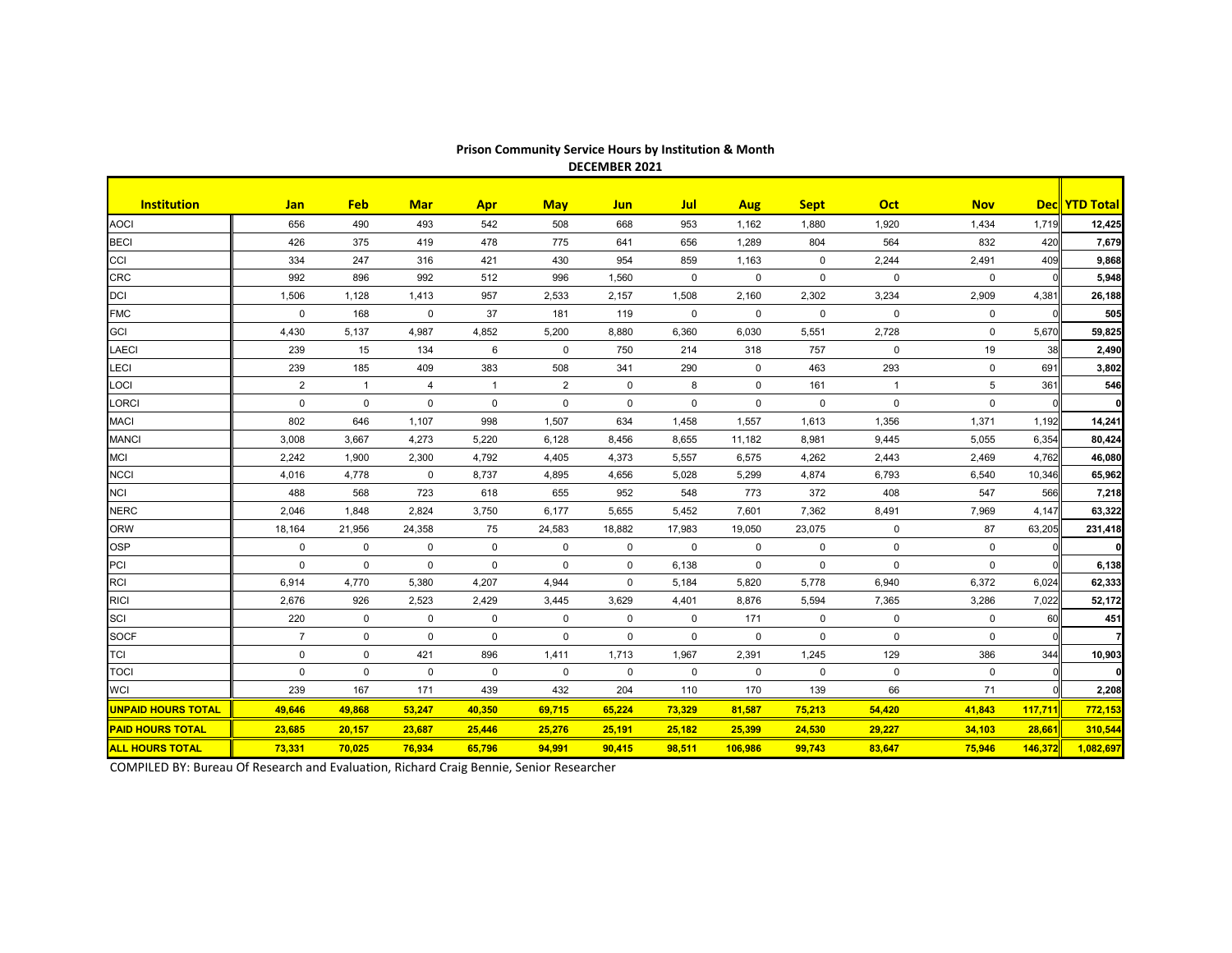**Prison Community Service Hours by Institution & Month**
**DECEMBER 2021**

| Institution | Jan | Feb | Mar | Apr | May | Jun | Jul | Aug | Sept | Oct | Nov | Dec | YTD Total |
|---|---|---|---|---|---|---|---|---|---|---|---|---|---|
| AOCI | 656 | 490 | 493 | 542 | 508 | 668 | 953 | 1,162 | 1,880 | 1,920 | 1,434 | 1,719 | **12,425** |
| BECI | 426 | 375 | 419 | 478 | 775 | 641 | 656 | 1,289 | 804 | 564 | 832 | 420 | **7,679** |
| CCI | 334 | 247 | 316 | 421 | 430 | 954 | 859 | 1,163 | 0 | 2,244 | 2,491 | 409 | **9,868** |
| CRC | 992 | 896 | 992 | 512 | 996 | 1,560 | 0 | 0 | 0 | 0 | 0 | 0 | **5,948** |
| DCI | 1,506 | 1,128 | 1,413 | 957 | 2,533 | 2,157 | 1,508 | 2,160 | 2,302 | 3,234 | 2,909 | 4,381 | **26,188** |
| FMC | 0 | 168 | 0 | 37 | 181 | 119 | 0 | 0 | 0 | 0 | 0 | 0 | **505** |
| GCI | 4,430 | 5,137 | 4,987 | 4,852 | 5,200 | 8,880 | 6,360 | 6,030 | 5,551 | 2,728 | 0 | 5,670 | **59,825** |
| LAECI | 239 | 15 | 134 | 6 | 0 | 750 | 214 | 318 | 757 | 0 | 19 | 38 | **2,490** |
| LECI | 239 | 185 | 409 | 383 | 508 | 341 | 290 | 0 | 463 | 293 | 0 | 691 | **3,802** |
| LOCI | 2 | 1 | 4 | 1 | 2 | 0 | 8 | 0 | 161 | 1 | 5 | 361 | **546** |
| LORCI | 0 | 0 | 0 | 0 | 0 | 0 | 0 | 0 | 0 | 0 | 0 | 0 | **0** |
| MACI | 802 | 646 | 1,107 | 998 | 1,507 | 634 | 1,458 | 1,557 | 1,613 | 1,356 | 1,371 | 1,192 | **14,241** |
| MANCI | 3,008 | 3,667 | 4,273 | 5,220 | 6,128 | 8,456 | 8,655 | 11,182 | 8,981 | 9,445 | 5,055 | 6,354 | **80,424** |
| MCI | 2,242 | 1,900 | 2,300 | 4,792 | 4,405 | 4,373 | 5,557 | 6,575 | 4,262 | 2,443 | 2,469 | 4,762 | **46,080** |
| NCCI | 4,016 | 4,778 | 0 | 8,737 | 4,895 | 4,656 | 5,028 | 5,299 | 4,874 | 6,793 | 6,540 | 10,346 | **65,962** |
| NCI | 488 | 568 | 723 | 618 | 655 | 952 | 548 | 773 | 372 | 408 | 547 | 566 | **7,218** |
| NERC | 2,046 | 1,848 | 2,824 | 3,750 | 6,177 | 5,655 | 5,452 | 7,601 | 7,362 | 8,491 | 7,969 | 4,147 | **63,322** |
| ORW | 18,164 | 21,956 | 24,358 | 75 | 24,583 | 18,882 | 17,983 | 19,050 | 23,075 | 0 | 87 | 63,205 | **231,418** |
| OSP | 0 | 0 | 0 | 0 | 0 | 0 | 0 | 0 | 0 | 0 | 0 | 0 | **0** |
| PCI | 0 | 0 | 0 | 0 | 0 | 0 | 6,138 | 0 | 0 | 0 | 0 | 0 | **6,138** |
| RCI | 6,914 | 4,770 | 5,380 | 4,207 | 4,944 | 0 | 5,184 | 5,820 | 5,778 | 6,940 | 6,372 | 6,024 | **62,333** |
| RICI | 2,676 | 926 | 2,523 | 2,429 | 3,445 | 3,629 | 4,401 | 8,876 | 5,594 | 7,365 | 3,286 | 7,022 | **52,172** |
| SCI | 220 | 0 | 0 | 0 | 0 | 0 | 0 | 171 | 0 | 0 | 0 | 60 | **451** |
| SOCF | 7 | 0 | 0 | 0 | 0 | 0 | 0 | 0 | 0 | 0 | 0 | 0 | **7** |
| TCI | 0 | 0 | 421 | 896 | 1,411 | 1,713 | 1,967 | 2,391 | 1,245 | 129 | 386 | 344 | **10,903** |
| TOCI | 0 | 0 | 0 | 0 | 0 | 0 | 0 | 0 | 0 | 0 | 0 | 0 | **0** |
| WCI | 239 | 167 | 171 | 439 | 432 | 204 | 110 | 170 | 139 | 66 | 71 | 0 | **2,208** |
| **UNPAID HOURS TOTAL** | **49,646** | **49,868** | **53,247** | **40,350** | **69,715** | **65,224** | **73,329** | **81,587** | **75,213** | **54,420** | **41,843** | **117,711** | **772,153** |
| **PAID HOURS TOTAL** | **23,685** | **20,157** | **23,687** | **25,446** | **25,276** | **25,191** | **25,182** | **25,399** | **24,530** | **29,227** | **34,103** | **28,661** | **310,544** |
| **ALL HOURS TOTAL** | **73,331** | **70,025** | **76,934** | **65,796** | **94,991** | **90,415** | **98,511** | **106,986** | **99,743** | **83,647** | **75,946** | **146,372** | **1,082,697** |

COMPILED BY: Bureau Of Research and Evaluation, Richard Craig Bennie, Senior Researcher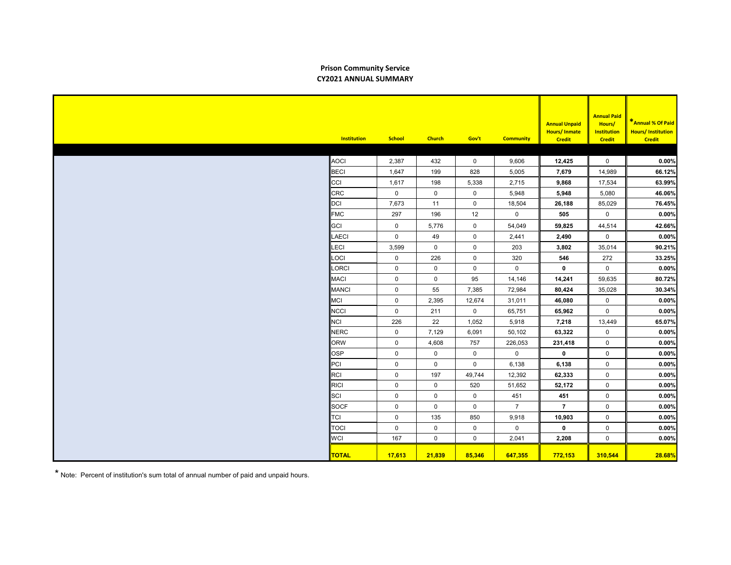## Prison Community Service
## CY2021 ANNUAL SUMMARY

| Institution | School | Church | Gov't | Community | Annual Unpaid Hours/ Inmate Credit | Annual Paid Hours/ Institution Credit | *Annual % Of Paid Hours/ Institution Credit |
|---|---|---|---|---|---|---|---|
| AOCI | 2,387 | 432 | 0 | 9,606 | **12,425** | 0 | **0.00%** |
| BECI | 1,647 | 199 | 828 | 5,005 | **7,679** | 14,989 | **66.12%** |
| CCI | 1,617 | 198 | 5,338 | 2,715 | **9,868** | 17,534 | **63.99%** |
| CRC | 0 | 0 | 0 | 5,948 | **5,948** | 5,080 | **46.06%** |
| DCI | 7,673 | 11 | 0 | 18,504 | **26,188** | 85,029 | **76.45%** |
| FMC | 297 | 196 | 12 | 0 | **505** | 0 | **0.00%** |
| GCI | 0 | 5,776 | 0 | 54,049 | **59,825** | 44,514 | **42.66%** |
| LAECI | 0 | 49 | 0 | 2,441 | **2,490** | 0 | **0.00%** |
| LECI | 3,599 | 0 | 0 | 203 | **3,802** | 35,014 | **90.21%** |
| LOCI | 0 | 226 | 0 | 320 | **546** | 272 | **33.25%** |
| LORCI | 0 | 0 | 0 | 0 | **0** | 0 | **0.00%** |
| MACI | 0 | 0 | 95 | 14,146 | **14,241** | 59,635 | **80.72%** |
| MANCI | 0 | 55 | 7,385 | 72,984 | **80,424** | 35,028 | **30.34%** |
| MCI | 0 | 2,395 | 12,674 | 31,011 | **46,080** | 0 | **0.00%** |
| NCCI | 0 | 211 | 0 | 65,751 | **65,962** | 0 | **0.00%** |
| NCI | 226 | 22 | 1,052 | 5,918 | **7,218** | 13,449 | **65.07%** |
| NERC | 0 | 7,129 | 6,091 | 50,102 | **63,322** | 0 | **0.00%** |
| ORW | 0 | 4,608 | 757 | 226,053 | **231,418** | 0 | **0.00%** |
| OSP | 0 | 0 | 0 | 0 | **0** | 0 | **0.00%** |
| PCI | 0 | 0 | 0 | 6,138 | **6,138** | 0 | **0.00%** |
| RCI | 0 | 197 | 49,744 | 12,392 | **62,333** | 0 | **0.00%** |
| RICI | 0 | 0 | 520 | 51,652 | **52,172** | 0 | **0.00%** |
| SCI | 0 | 0 | 0 | 451 | **451** | 0 | **0.00%** |
| SOCF | 0 | 0 | 0 | 7 | **7** | 0 | **0.00%** |
| TCI | 0 | 135 | 850 | 9,918 | **10,903** | 0 | **0.00%** |
| TOCI | 0 | 0 | 0 | 0 | **0** | 0 | **0.00%** |
| WCI | 167 | 0 | 0 | 2,041 | **2,208** | 0 | **0.00%** |
| **TOTAL** | **17,613** | **21,839** | **85,346** | **647,355** | **772,153** | **310,544** | **28.68%** |

* Note: Percent of institution's sum total of annual number of paid and unpaid hours.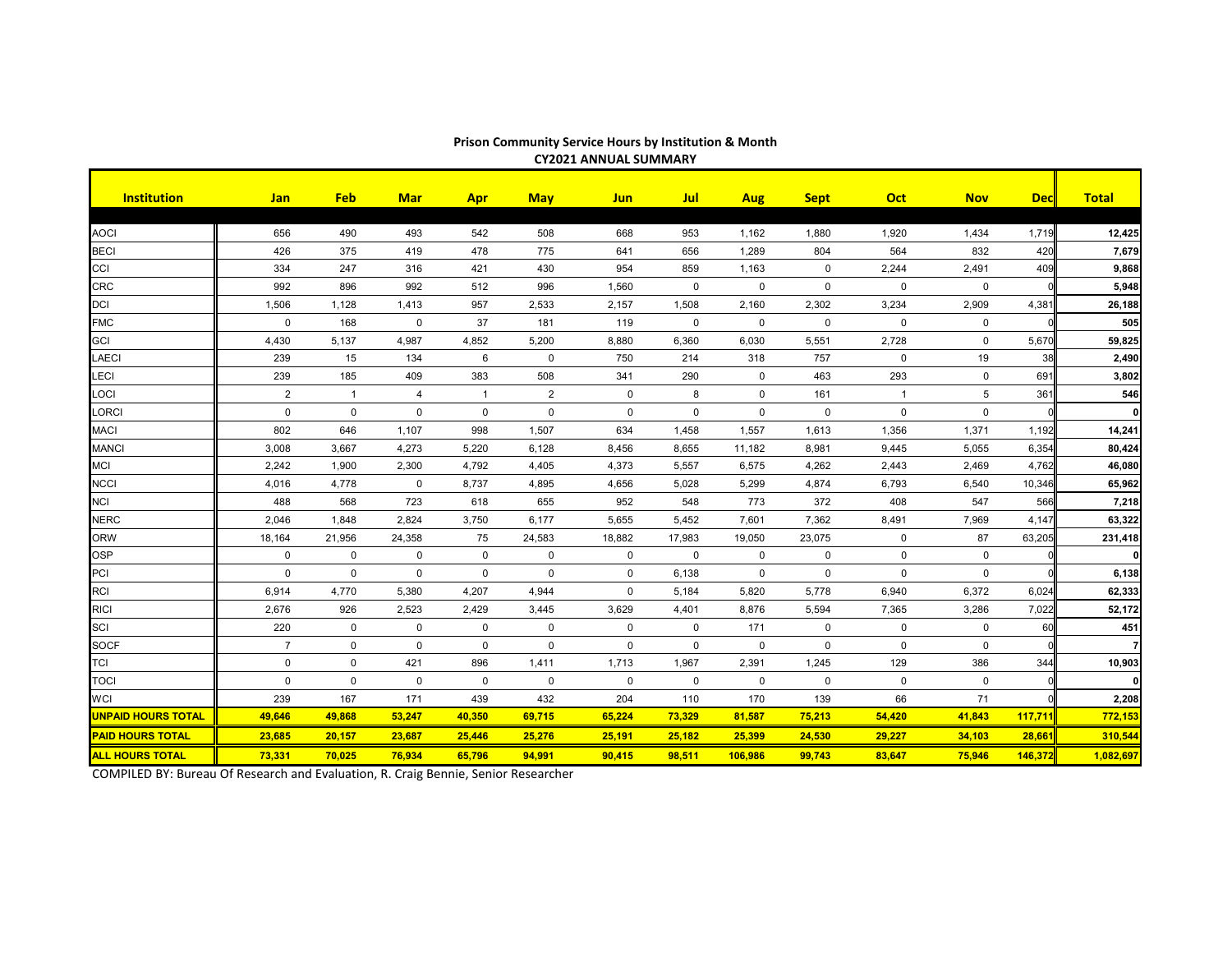**Prison Community Service Hours by Institution & Month**
**CY2021 ANNUAL SUMMARY**

| Institution | Jan | Feb | Mar | Apr | May | Jun | Jul | Aug | Sept | Oct | Nov | Dec | Total |
|---|---|---|---|---|---|---|---|---|---|---|---|---|---|
| AOCI | 656 | 490 | 493 | 542 | 508 | 668 | 953 | 1,162 | 1,880 | 1,920 | 1,434 | 1,719 | **12,425** |
| BECI | 426 | 375 | 419 | 478 | 775 | 641 | 656 | 1,289 | 804 | 564 | 832 | 420 | **7,679** |
| CCI | 334 | 247 | 316 | 421 | 430 | 954 | 859 | 1,163 | 0 | 2,244 | 2,491 | 409 | **9,868** |
| CRC | 992 | 896 | 992 | 512 | 996 | 1,560 | 0 | 0 | 0 | 0 | 0 | 0 | **5,948** |
| DCI | 1,506 | 1,128 | 1,413 | 957 | 2,533 | 2,157 | 1,508 | 2,160 | 2,302 | 3,234 | 2,909 | 4,381 | **26,188** |
| FMC | 0 | 168 | 0 | 37 | 181 | 119 | 0 | 0 | 0 | 0 | 0 | 0 | **505** |
| GCI | 4,430 | 5,137 | 4,987 | 4,852 | 5,200 | 8,880 | 6,360 | 6,030 | 5,551 | 2,728 | 0 | 5,670 | **59,825** |
| LAECI | 239 | 15 | 134 | 6 | 0 | 750 | 214 | 318 | 757 | 0 | 19 | 38 | **2,490** |
| LECI | 239 | 185 | 409 | 383 | 508 | 341 | 290 | 0 | 463 | 293 | 0 | 691 | **3,802** |
| LOCI | 2 | 1 | 4 | 1 | 2 | 0 | 8 | 0 | 161 | 1 | 5 | 361 | **546** |
| LORCI | 0 | 0 | 0 | 0 | 0 | 0 | 0 | 0 | 0 | 0 | 0 | 0 | **0** |
| MACI | 802 | 646 | 1,107 | 998 | 1,507 | 634 | 1,458 | 1,557 | 1,613 | 1,356 | 1,371 | 1,192 | **14,241** |
| MANCI | 3,008 | 3,667 | 4,273 | 5,220 | 6,128 | 8,456 | 8,655 | 11,182 | 8,981 | 9,445 | 5,055 | 6,354 | **80,424** |
| MCI | 2,242 | 1,900 | 2,300 | 4,792 | 4,405 | 4,373 | 5,557 | 6,575 | 4,262 | 2,443 | 2,469 | 4,762 | **46,080** |
| NCCI | 4,016 | 4,778 | 0 | 8,737 | 4,895 | 4,656 | 5,028 | 5,299 | 4,874 | 6,793 | 6,540 | 10,346 | **65,962** |
| NCI | 488 | 568 | 723 | 618 | 655 | 952 | 548 | 773 | 372 | 408 | 547 | 566 | **7,218** |
| NERC | 2,046 | 1,848 | 2,824 | 3,750 | 6,177 | 5,655 | 5,452 | 7,601 | 7,362 | 8,491 | 7,969 | 4,147 | **63,322** |
| ORW | 18,164 | 21,956 | 24,358 | 75 | 24,583 | 18,882 | 17,983 | 19,050 | 23,075 | 0 | 87 | 63,205 | **231,418** |
| OSP | 0 | 0 | 0 | 0 | 0 | 0 | 0 | 0 | 0 | 0 | 0 | 0 | **0** |
| PCI | 0 | 0 | 0 | 0 | 0 | 0 | 6,138 | 0 | 0 | 0 | 0 | 0 | **6,138** |
| RCI | 6,914 | 4,770 | 5,380 | 4,207 | 4,944 | 0 | 5,184 | 5,820 | 5,778 | 6,940 | 6,372 | 6,024 | **62,333** |
| RICI | 2,676 | 926 | 2,523 | 2,429 | 3,445 | 3,629 | 4,401 | 8,876 | 5,594 | 7,365 | 3,286 | 7,022 | **52,172** |
| SCI | 220 | 0 | 0 | 0 | 0 | 0 | 0 | 171 | 0 | 0 | 0 | 60 | **451** |
| SOCF | 7 | 0 | 0 | 0 | 0 | 0 | 0 | 0 | 0 | 0 | 0 | 0 | **7** |
| TCI | 0 | 0 | 421 | 896 | 1,411 | 1,713 | 1,967 | 2,391 | 1,245 | 129 | 386 | 344 | **10,903** |
| TOCI | 0 | 0 | 0 | 0 | 0 | 0 | 0 | 0 | 0 | 0 | 0 | 0 | **0** |
| WCI | 239 | 167 | 171 | 439 | 432 | 204 | 110 | 170 | 139 | 66 | 71 | 0 | **2,208** |
| **UNPAID HOURS TOTAL** | **49,646** | **49,868** | **53,247** | **40,350** | **69,715** | **65,224** | **73,329** | **81,587** | **75,213** | **54,420** | **41,843** | **117,711** | **772,153** |
| **PAID HOURS TOTAL** | **23,685** | **20,157** | **23,687** | **25,446** | **25,276** | **25,191** | **25,182** | **25,399** | **24,530** | **29,227** | **34,103** | **28,661** | **310,544** |
| **ALL HOURS TOTAL** | **73,331** | **70,025** | **76,934** | **65,796** | **94,991** | **90,415** | **98,511** | **106,986** | **99,743** | **83,647** | **75,946** | **146,372** | **1,082,697** |

COMPILED BY: Bureau Of Research and Evaluation, R. Craig Bennie, Senior Researcher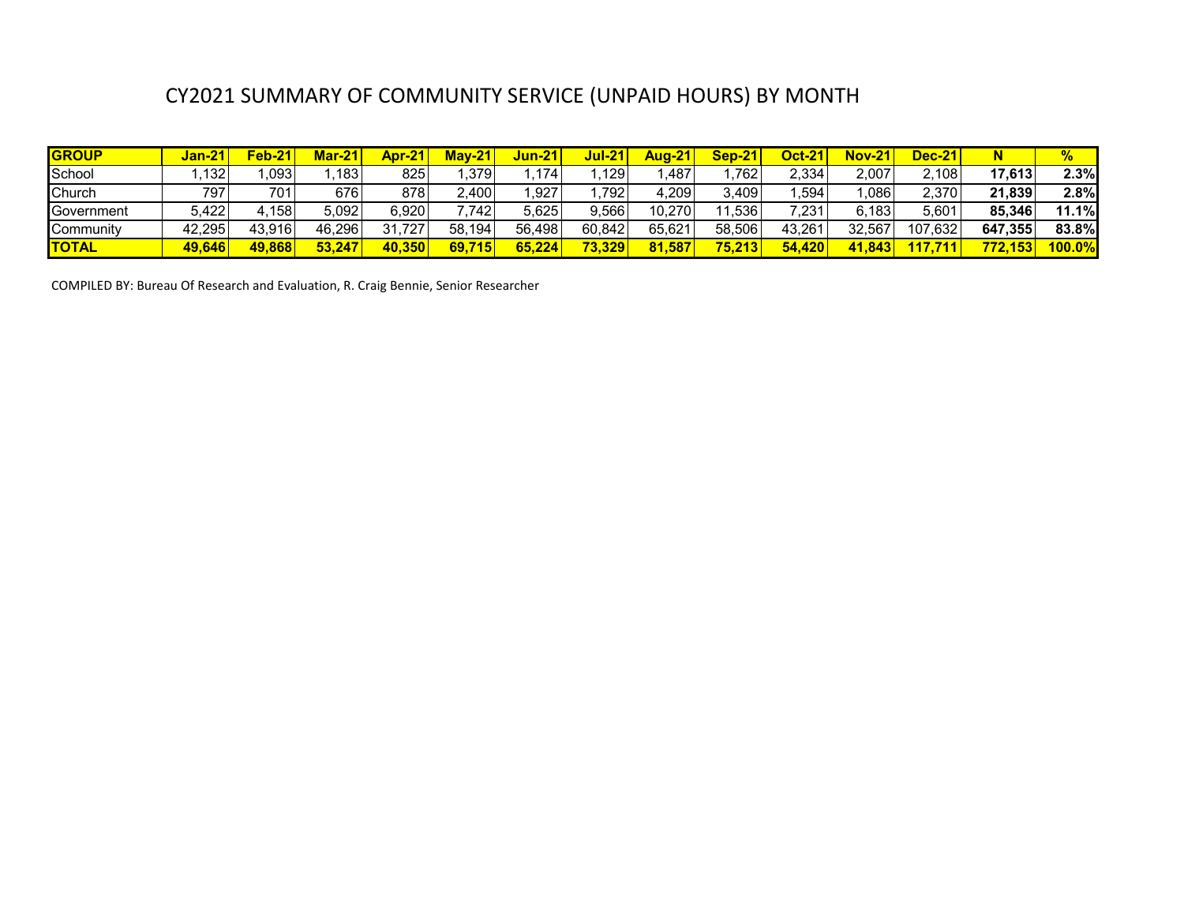# CY2021 SUMMARY OF COMMUNITY SERVICE (UNPAID HOURS) BY MONTH

| GROUP | Jan-21 | Feb-21 | Mar-21 | Apr-21 | May-21 | Jun-21 | Jul-21 | Aug-21 | Sep-21 | Oct-21 | Nov-21 | Dec-21 | N | % |
|---|---|---|---|---|---|---|---|---|---|---|---|---|---|---|
| School | 1,132 | 1,093 | 1,183 | 825 | 1,379 | 1,174 | 1,129 | 1,487 | 1,762 | 2,334 | 2,007 | 2,108 | **17,613** | **2.3%** |
| Church | 797 | 701 | 676 | 878 | 2,400 | 1,927 | 1,792 | 4,209 | 3,409 | 1,594 | 1,086 | 2,370 | **21,839** | **2.8%** |
| Government | 5,422 | 4,158 | 5,092 | 6,920 | 7,742 | 5,625 | 9,566 | 10,270 | 11,536 | 7,231 | 6,183 | 5,601 | **85,346** | **11.1%** |
| Community | 42,295 | 43,916 | 46,296 | 31,727 | 58,194 | 56,498 | 60,842 | 65,621 | 58,506 | 43,261 | 32,567 | 107,632 | **647,355** | **83.8%** |
| **TOTAL** | **49,646** | **49,868** | **53,247** | **40,350** | **69,715** | **65,224** | **73,329** | **81,587** | **75,213** | **54,420** | **41,843** | **117,711** | **772,153** | **100.0%** |

COMPILED BY: Bureau Of Research and Evaluation, R. Craig Bennie, Senior Researcher